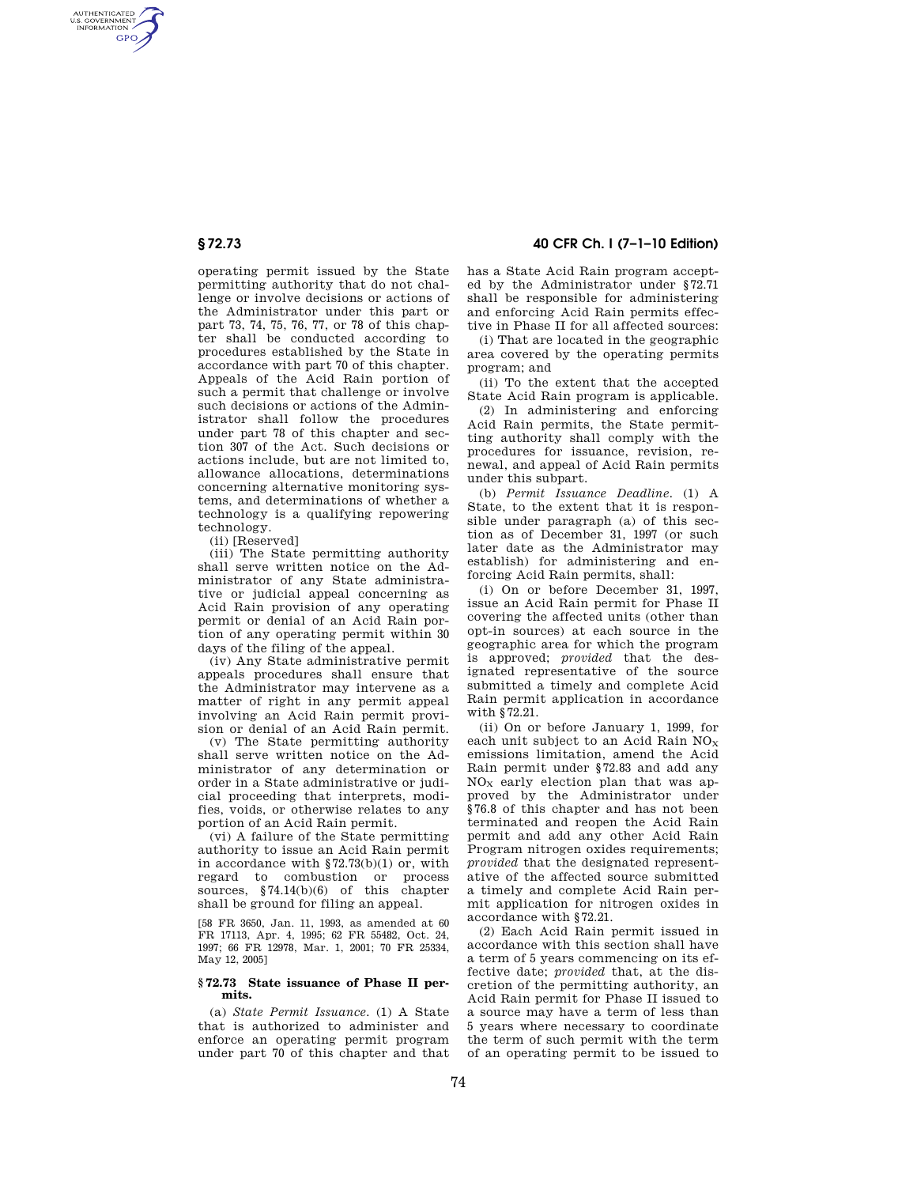operating permit issued by the State permitting authority that do not challenge or involve decisions or actions of the Administrator under this part or part 73, 74, 75, 76, 77, or 78 of this chapter shall be conducted according to procedures established by the State in accordance with part 70 of this chapter. Appeals of the Acid Rain portion of such a permit that challenge or involve such decisions or actions of the Administrator shall follow the procedures under part 78 of this chapter and section 307 of the Act. Such decisions or actions include, but are not limited to, allowance allocations, determinations concerning alternative monitoring systems, and determinations of whether a technology is a qualifying repowering technology.

(ii) [Reserved]

(iii) The State permitting authority shall serve written notice on the Administrator of any State administrative or judicial appeal concerning as Acid Rain provision of any operating permit or denial of an Acid Rain portion of any operating permit within 30 days of the filing of the appeal.

(iv) Any State administrative permit appeals procedures shall ensure that the Administrator may intervene as a matter of right in any permit appeal involving an Acid Rain permit provision or denial of an Acid Rain permit.

(v) The State permitting authority shall serve written notice on the Administrator of any determination or order in a State administrative or judicial proceeding that interprets, modifies, voids, or otherwise relates to any portion of an Acid Rain permit.

(vi) A failure of the State permitting authority to issue an Acid Rain permit in accordance with §72.73(b)(1) or, with regard to combustion or process sources, §74.14(b)(6) of this chapter shall be ground for filing an appeal.

[58 FR 3650, Jan. 11, 1993, as amended at 60 FR 17113, Apr. 4, 1995; 62 FR 55482, Oct. 24, 1997; 66 FR 12978, Mar. 1, 2001; 70 FR 25334, May 12, 2005]

### §72.73 State issuance of Phase II permits.

(a) *State Permit Issuance.* (1) A State that is authorized to administer and enforce an operating permit program under part 70 of this chapter and that has a State Acid Rain program accepted by the Administrator under §72.71 shall be responsible for administering and enforcing Acid Rain permits effective in Phase II for all affected sources:

(i) That are located in the geographic area covered by the operating permits program; and

(ii) To the extent that the accepted State Acid Rain program is applicable.

(2) In administering and enforcing Acid Rain permits, the State permitting authority shall comply with the procedures for issuance, revision, renewal, and appeal of Acid Rain permits under this subpart.

(b) *Permit Issuance Deadline.* (1) A State, to the extent that it is responsible under paragraph (a) of this section as of December 31, 1997 (or such later date as the Administrator may establish) for administering and enforcing Acid Rain permits, shall:

(i) On or before December 31, 1997, issue an Acid Rain permit for Phase II covering the affected units (other than opt-in sources) at each source in the geographic area for which the program is approved; *provided* that the designated representative of the source submitted a timely and complete Acid Rain permit application in accordance with §72.21.

(ii) On or before January 1, 1999, for each unit subject to an Acid Rain $NO_X$ emissions limitation, amend the Acid Rain permit under §72.83 and add any $NO_X$ early election plan that was approved by the Administrator under §76.8 of this chapter and has not been terminated and reopen the Acid Rain permit and add any other Acid Rain Program nitrogen oxides requirements; *provided* that the designated representative of the affected source submitted a timely and complete Acid Rain permit application for nitrogen oxides in accordance with §72.21.

(2) Each Acid Rain permit issued in accordance with this section shall have a term of 5 years commencing on its effective date; *provided* that, at the discretion of the permitting authority, an Acid Rain permit for Phase II issued to a source may have a term of less than 5 years where necessary to coordinate the term of such permit with the term of an operating permit to be issued to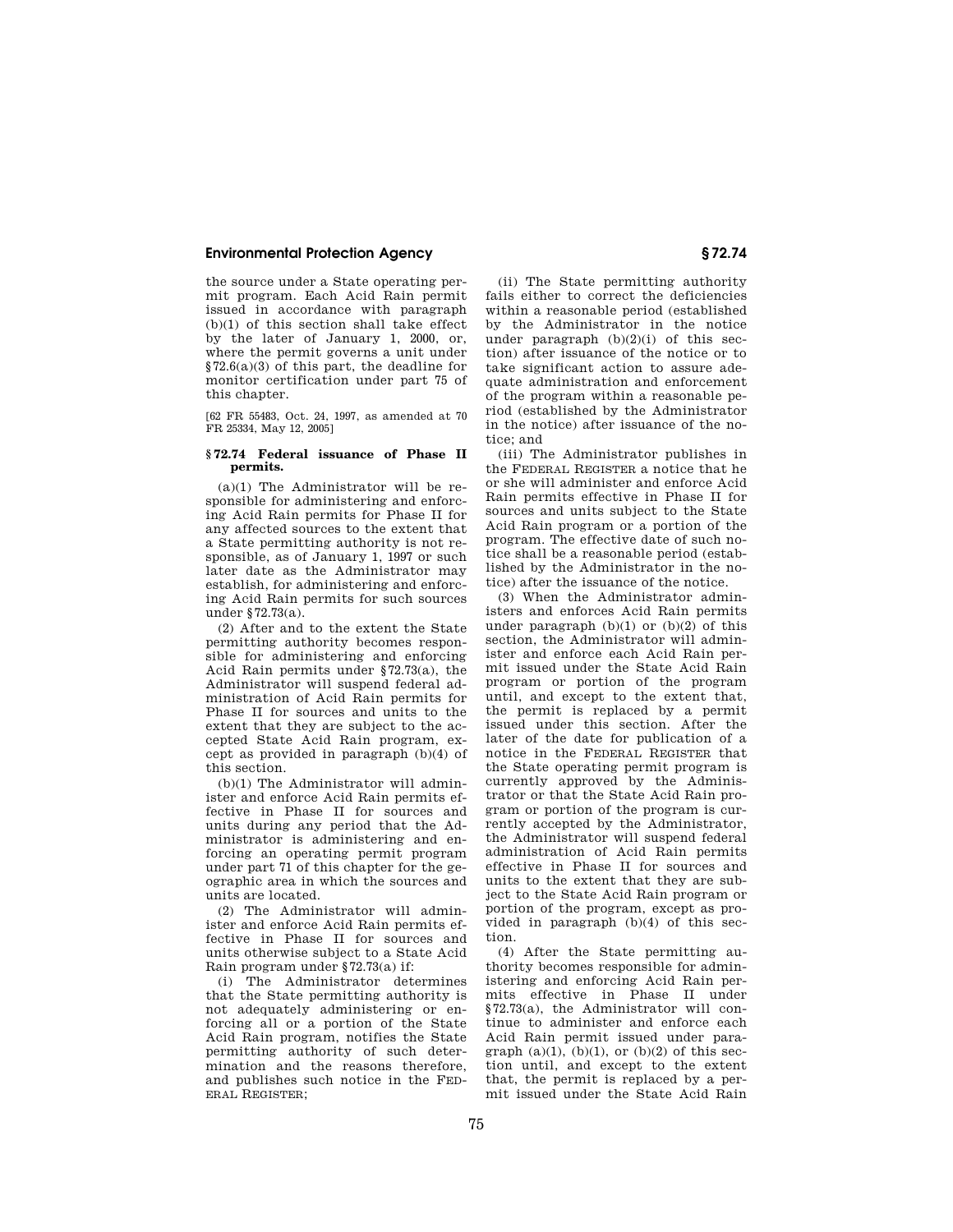the source under a State operating permit program. Each Acid Rain permit issued in accordance with paragraph (b)(1) of this section shall take effect by the later of January 1, 2000, or, where the permit governs a unit under §72.6(a)(3) of this part, the deadline for monitor certification under part 75 of this chapter.

[62 FR 55483, Oct. 24, 1997, as amended at 70 FR 25334, May 12, 2005]

### § 72.74 Federal issuance of Phase II permits.

(a)(1) The Administrator will be responsible for administering and enforcing Acid Rain permits for Phase II for any affected sources to the extent that a State permitting authority is not responsible, as of January 1, 1997 or such later date as the Administrator may establish, for administering and enforcing Acid Rain permits for such sources under §72.73(a).

(2) After and to the extent the State permitting authority becomes responsible for administering and enforcing Acid Rain permits under §72.73(a), the Administrator will suspend federal administration of Acid Rain permits for Phase II for sources and units to the extent that they are subject to the accepted State Acid Rain program, except as provided in paragraph (b)(4) of this section.

(b)(1) The Administrator will administer and enforce Acid Rain permits effective in Phase II for sources and units during any period that the Administrator is administering and enforcing an operating permit program under part 71 of this chapter for the geographic area in which the sources and units are located.

(2) The Administrator will administer and enforce Acid Rain permits effective in Phase II for sources and units otherwise subject to a State Acid Rain program under §72.73(a) if:

(i) The Administrator determines that the State permitting authority is not adequately administering or enforcing all or a portion of the State Acid Rain program, notifies the State permitting authority of such determination and the reasons therefore, and publishes such notice in the FEDERAL REGISTER;

(ii) The State permitting authority fails either to correct the deficiencies within a reasonable period (established by the Administrator in the notice under paragraph (b)(2)(i) of this section) after issuance of the notice or to take significant action to assure adequate administration and enforcement of the program within a reasonable period (established by the Administrator in the notice) after issuance of the notice; and

(iii) The Administrator publishes in the FEDERAL REGISTER a notice that he or she will administer and enforce Acid Rain permits effective in Phase II for sources and units subject to the State Acid Rain program or a portion of the program. The effective date of such notice shall be a reasonable period (established by the Administrator in the notice) after the issuance of the notice.

(3) When the Administrator administers and enforces Acid Rain permits under paragraph (b)(1) or (b)(2) of this section, the Administrator will administer and enforce each Acid Rain permit issued under the State Acid Rain program or portion of the program until, and except to the extent that, the permit is replaced by a permit issued under this section. After the later of the date for publication of a notice in the FEDERAL REGISTER that the State operating permit program is currently approved by the Administrator or that the State Acid Rain program or portion of the program is currently accepted by the Administrator, the Administrator will suspend federal administration of Acid Rain permits effective in Phase II for sources and units to the extent that they are subject to the State Acid Rain program or portion of the program, except as provided in paragraph (b)(4) of this section.

(4) After the State permitting authority becomes responsible for administering and enforcing Acid Rain permits effective in Phase II under §72.73(a), the Administrator will continue to administer and enforce each Acid Rain permit issued under paragraph (a)(1), (b)(1), or (b)(2) of this section until, and except to the extent that, the permit is replaced by a permit issued under the State Acid Rain